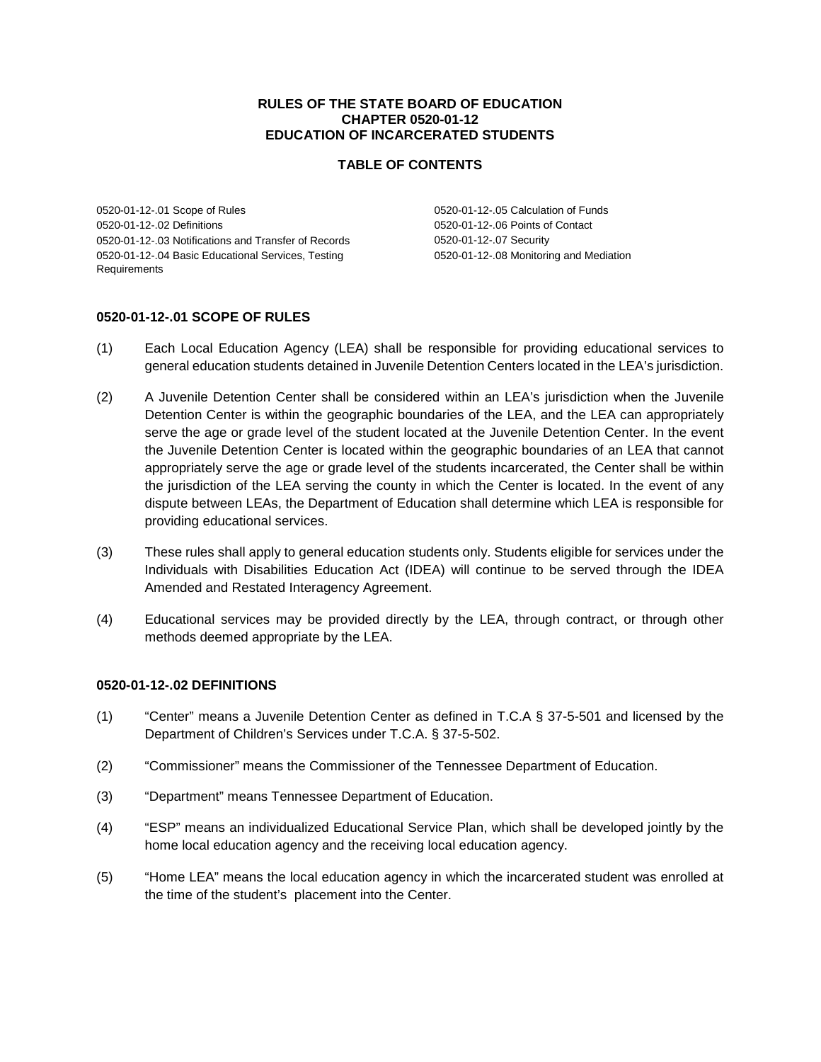# RULES OF THE STATE BOARD OF EDUCATION
# CHAPTER 0520-01-12
# EDUCATION OF INCARCERATED STUDENTS

## TABLE OF CONTENTS

0520-01-12-.01 Scope of Rules
0520-01-12-.02 Definitions
0520-01-12-.03 Notifications and Transfer of Records
0520-01-12-.04 Basic Educational Services, Testing Requirements
0520-01-12-.05 Calculation of Funds
0520-01-12-.06 Points of Contact
0520-01-12-.07 Security
0520-01-12-.08 Monitoring and Mediation

### 0520-01-12-.01 SCOPE OF RULES

(1) Each Local Education Agency (LEA) shall be responsible for providing educational services to general education students detained in Juvenile Detention Centers located in the LEA's jurisdiction.

(2) A Juvenile Detention Center shall be considered within an LEA's jurisdiction when the Juvenile Detention Center is within the geographic boundaries of the LEA, and the LEA can appropriately serve the age or grade level of the student located at the Juvenile Detention Center. In the event the Juvenile Detention Center is located within the geographic boundaries of an LEA that cannot appropriately serve the age or grade level of the students incarcerated, the Center shall be within the jurisdiction of the LEA serving the county in which the Center is located. In the event of any dispute between LEAs, the Department of Education shall determine which LEA is responsible for providing educational services.

(3) These rules shall apply to general education students only. Students eligible for services under the Individuals with Disabilities Education Act (IDEA) will continue to be served through the IDEA Amended and Restated Interagency Agreement.

(4) Educational services may be provided directly by the LEA, through contract, or through other methods deemed appropriate by the LEA.

### 0520-01-12-.02 DEFINITIONS

(1) "Center" means a Juvenile Detention Center as defined in T.C.A § 37-5-501 and licensed by the Department of Children's Services under T.C.A. § 37-5-502.

(2) "Commissioner" means the Commissioner of the Tennessee Department of Education.

(3) "Department" means Tennessee Department of Education.

(4) "ESP" means an individualized Educational Service Plan, which shall be developed jointly by the home local education agency and the receiving local education agency.

(5) "Home LEA" means the local education agency in which the incarcerated student was enrolled at the time of the student's placement into the Center.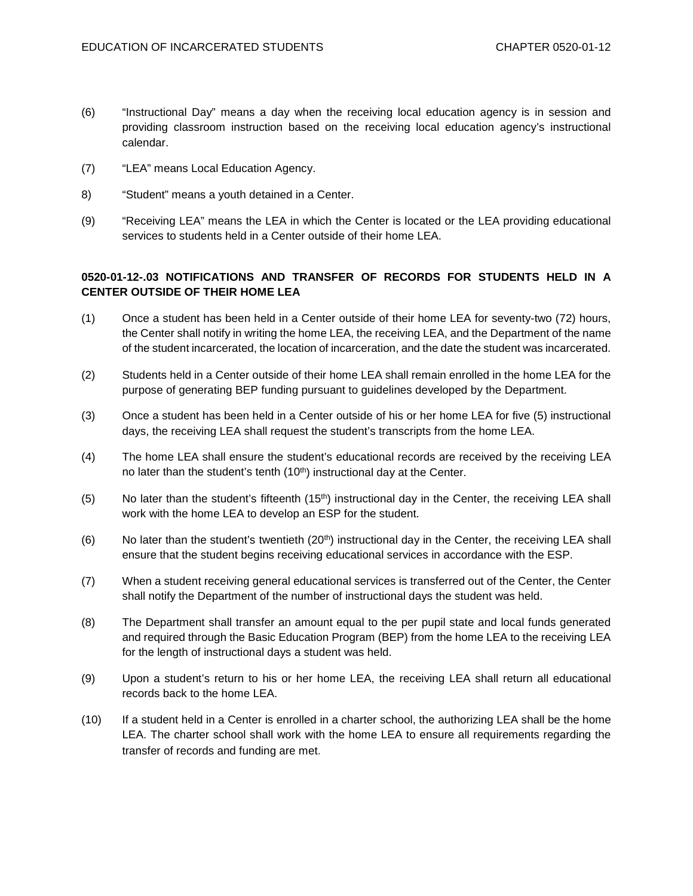(6) "Instructional Day" means a day when the receiving local education agency is in session and providing classroom instruction based on the receiving local education agency's instructional calendar.

(7) "LEA" means Local Education Agency.

8) "Student" means a youth detained in a Center.

(9) "Receiving LEA" means the LEA in which the Center is located or the LEA providing educational services to students held in a Center outside of their home LEA.

**0520-01-12-.03 NOTIFICATIONS AND TRANSFER OF RECORDS FOR STUDENTS HELD IN A CENTER OUTSIDE OF THEIR HOME LEA**

(1) Once a student has been held in a Center outside of their home LEA for seventy-two (72) hours, the Center shall notify in writing the home LEA, the receiving LEA, and the Department of the name of the student incarcerated, the location of incarceration, and the date the student was incarcerated.

(2) Students held in a Center outside of their home LEA shall remain enrolled in the home LEA for the purpose of generating BEP funding pursuant to guidelines developed by the Department.

(3) Once a student has been held in a Center outside of his or her home LEA for five (5) instructional days, the receiving LEA shall request the student's transcripts from the home LEA.

(4) The home LEA shall ensure the student's educational records are received by the receiving LEA no later than the student's tenth (10th) instructional day at the Center.

(5) No later than the student's fifteenth (15th) instructional day in the Center, the receiving LEA shall work with the home LEA to develop an ESP for the student.

(6) No later than the student's twentieth (20th) instructional day in the Center, the receiving LEA shall ensure that the student begins receiving educational services in accordance with the ESP.

(7) When a student receiving general educational services is transferred out of the Center, the Center shall notify the Department of the number of instructional days the student was held.

(8) The Department shall transfer an amount equal to the per pupil state and local funds generated and required through the Basic Education Program (BEP) from the home LEA to the receiving LEA for the length of instructional days a student was held.

(9) Upon a student's return to his or her home LEA, the receiving LEA shall return all educational records back to the home LEA.

(10) If a student held in a Center is enrolled in a charter school, the authorizing LEA shall be the home LEA. The charter school shall work with the home LEA to ensure all requirements regarding the transfer of records and funding are met.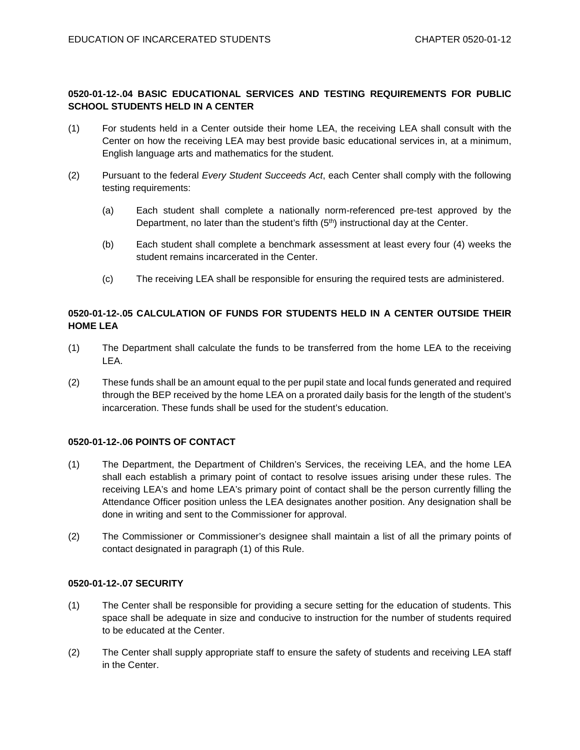**0520-01-12-.04 BASIC EDUCATIONAL SERVICES AND TESTING REQUIREMENTS FOR PUBLIC SCHOOL STUDENTS HELD IN A CENTER**

(1) For students held in a Center outside their home LEA, the receiving LEA shall consult with the Center on how the receiving LEA may best provide basic educational services in, at a minimum, English language arts and mathematics for the student.

(2) Pursuant to the federal *Every Student Succeeds Act*, each Center shall comply with the following testing requirements:

(a) Each student shall complete a nationally norm-referenced pre-test approved by the Department, no later than the student's fifth (5th) instructional day at the Center.

(b) Each student shall complete a benchmark assessment at least every four (4) weeks the student remains incarcerated in the Center.

(c) The receiving LEA shall be responsible for ensuring the required tests are administered.

**0520-01-12-.05 CALCULATION OF FUNDS FOR STUDENTS HELD IN A CENTER OUTSIDE THEIR HOME LEA**

(1) The Department shall calculate the funds to be transferred from the home LEA to the receiving LEA.

(2) These funds shall be an amount equal to the per pupil state and local funds generated and required through the BEP received by the home LEA on a prorated daily basis for the length of the student's incarceration. These funds shall be used for the student's education.

**0520-01-12-.06 POINTS OF CONTACT**

(1) The Department, the Department of Children's Services, the receiving LEA, and the home LEA shall each establish a primary point of contact to resolve issues arising under these rules. The receiving LEA's and home LEA's primary point of contact shall be the person currently filling the Attendance Officer position unless the LEA designates another position. Any designation shall be done in writing and sent to the Commissioner for approval.

(2) The Commissioner or Commissioner's designee shall maintain a list of all the primary points of contact designated in paragraph (1) of this Rule.

**0520-01-12-.07 SECURITY**

(1) The Center shall be responsible for providing a secure setting for the education of students. This space shall be adequate in size and conducive to instruction for the number of students required to be educated at the Center.

(2) The Center shall supply appropriate staff to ensure the safety of students and receiving LEA staff in the Center.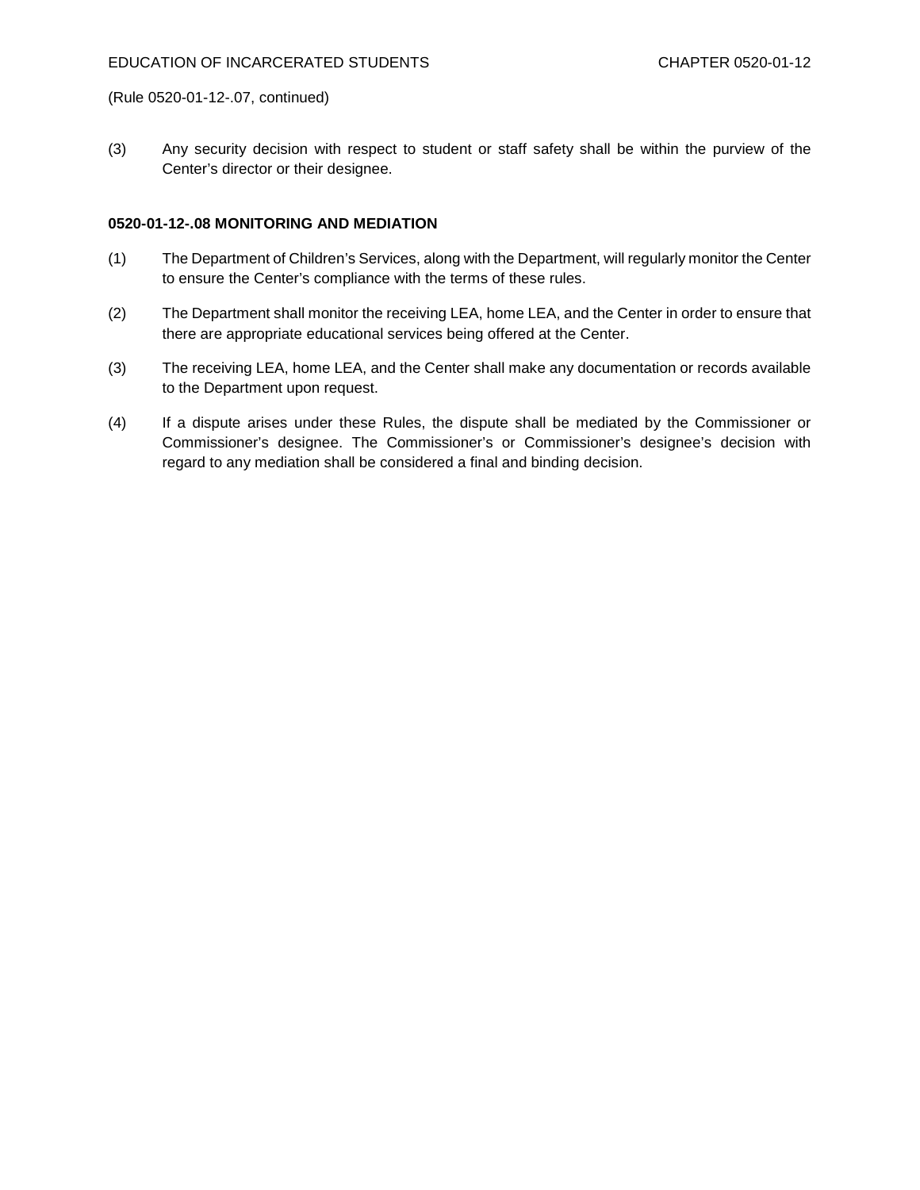(Rule 0520-01-12-.07, continued)

(3) Any security decision with respect to student or staff safety shall be within the purview of the Center's director or their designee.

**0520-01-12-.08 MONITORING AND MEDIATION**

(1) The Department of Children's Services, along with the Department, will regularly monitor the Center to ensure the Center's compliance with the terms of these rules.

(2) The Department shall monitor the receiving LEA, home LEA, and the Center in order to ensure that there are appropriate educational services being offered at the Center.

(3) The receiving LEA, home LEA, and the Center shall make any documentation or records available to the Department upon request.

(4) If a dispute arises under these Rules, the dispute shall be mediated by the Commissioner or Commissioner's designee. The Commissioner's or Commissioner's designee's decision with regard to any mediation shall be considered a final and binding decision.